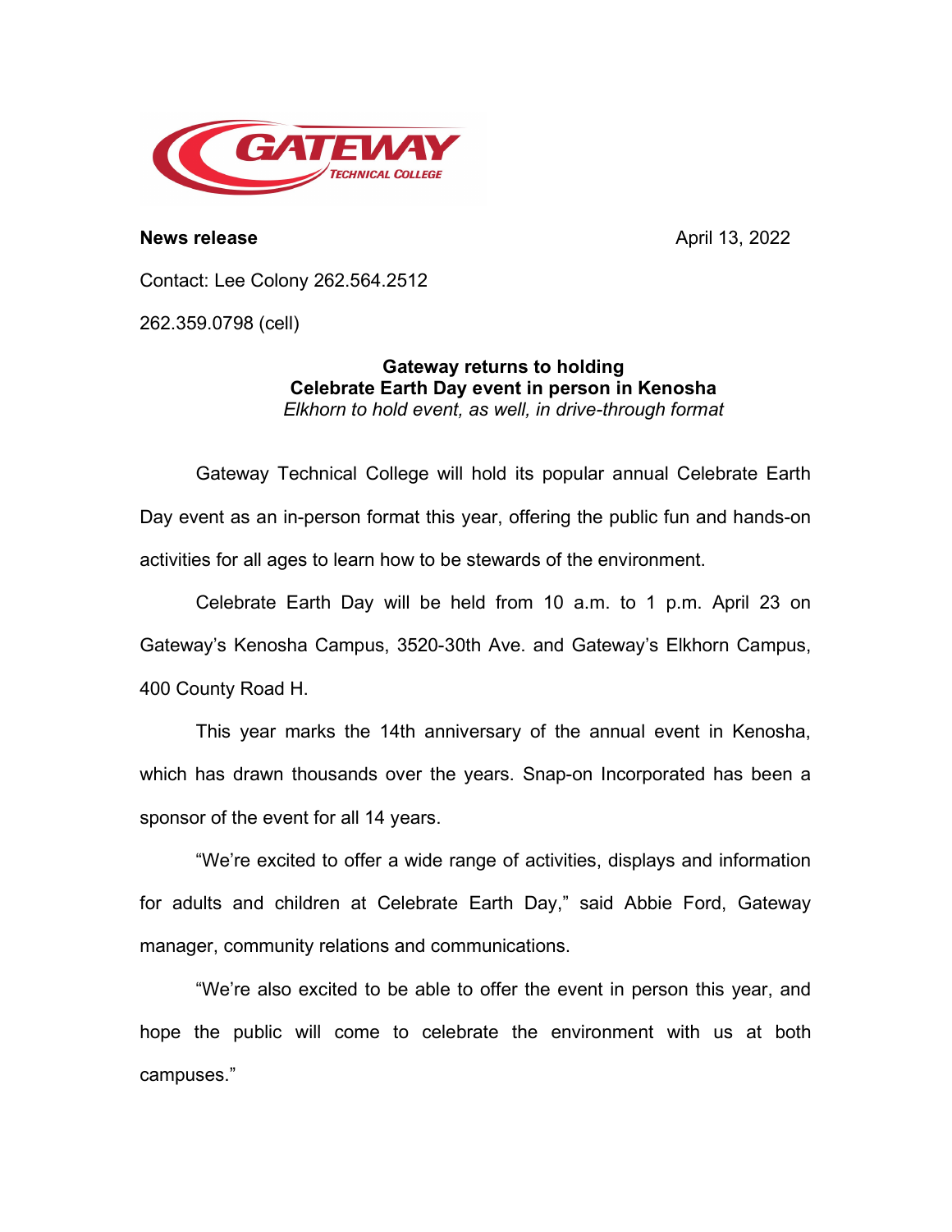**News release** April 13, 2022

Contact: Lee Colony 262.564.2512

262.359.0798 (cell)

**Gateway returns to holding**
**Celebrate Earth Day event in person in Kenosha**
*Elkhorn to hold event, as well, in drive-through format*

Gateway Technical College will hold its popular annual Celebrate Earth Day event as an in-person format this year, offering the public fun and hands-on activities for all ages to learn how to be stewards of the environment.

Celebrate Earth Day will be held from 10 a.m. to 1 p.m. April 23 on Gateway's Kenosha Campus, 3520-30th Ave. and Gateway's Elkhorn Campus, 400 County Road H.

This year marks the 14th anniversary of the annual event in Kenosha, which has drawn thousands over the years. Snap-on Incorporated has been a sponsor of the event for all 14 years.

"We're excited to offer a wide range of activities, displays and information for adults and children at Celebrate Earth Day," said Abbie Ford, Gateway manager, community relations and communications.

"We're also excited to be able to offer the event in person this year, and hope the public will come to celebrate the environment with us at both campuses."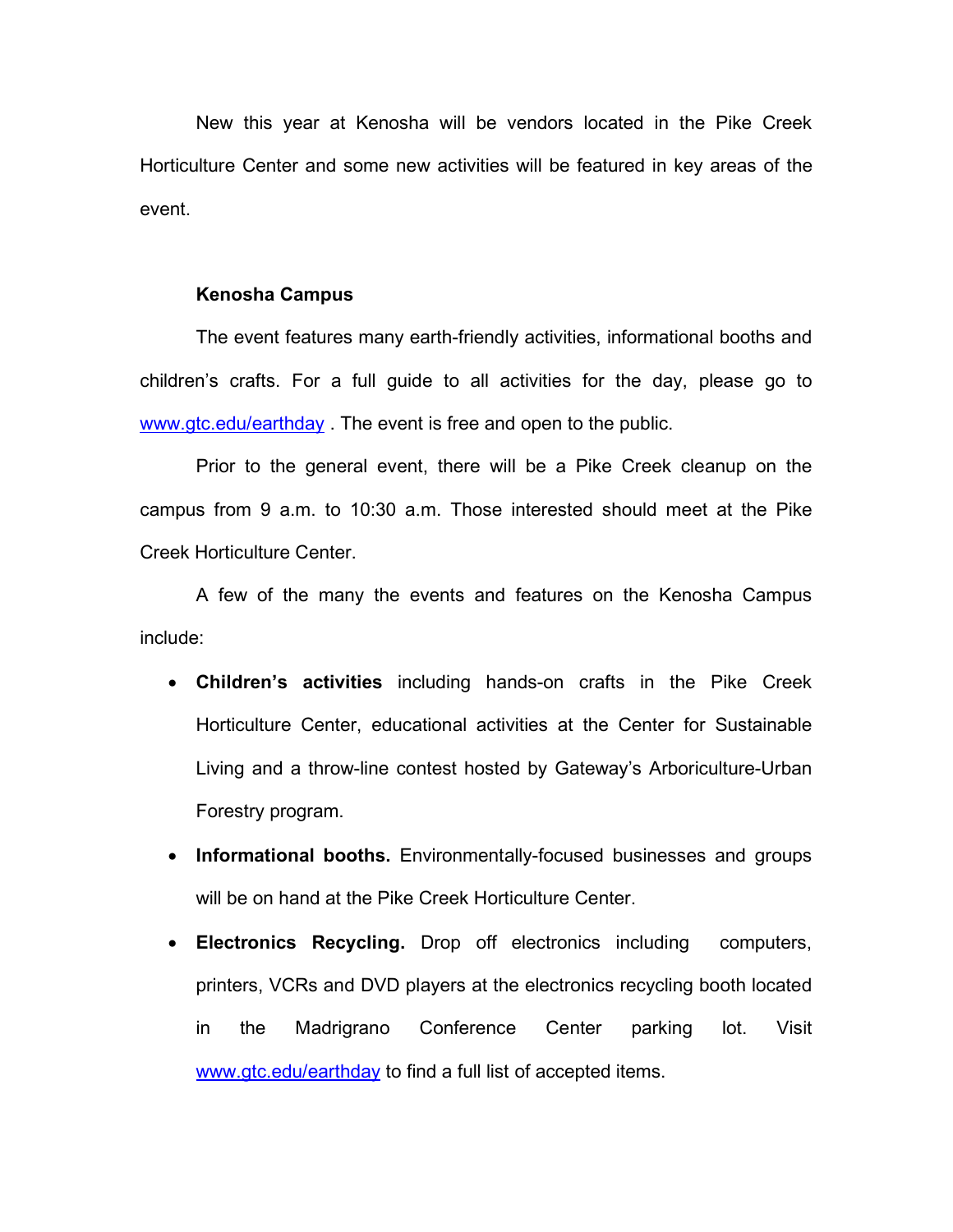New this year at Kenosha will be vendors located in the Pike Creek Horticulture Center and some new activities will be featured in key areas of the event.

**Kenosha Campus**

The event features many earth-friendly activities, informational booths and children's crafts. For a full guide to all activities for the day, please go to [www.gtc.edu/earthday](www.gtc.edu/earthday) . The event is free and open to the public.

Prior to the general event, there will be a Pike Creek cleanup on the campus from 9 a.m. to 10:30 a.m. Those interested should meet at the Pike Creek Horticulture Center.

A few of the many the events and features on the Kenosha Campus include:

- **Children's activities** including hands-on crafts in the Pike Creek Horticulture Center, educational activities at the Center for Sustainable Living and a throw-line contest hosted by Gateway's Arboriculture-Urban Forestry program.
- **Informational booths.** Environmentally-focused businesses and groups will be on hand at the Pike Creek Horticulture Center.
- **Electronics Recycling.** Drop off electronics including computers, printers, VCRs and DVD players at the electronics recycling booth located in the Madrigrano Conference Center parking lot. Visit [www.gtc.edu/earthday](www.gtc.edu/earthday) to find a full list of accepted items.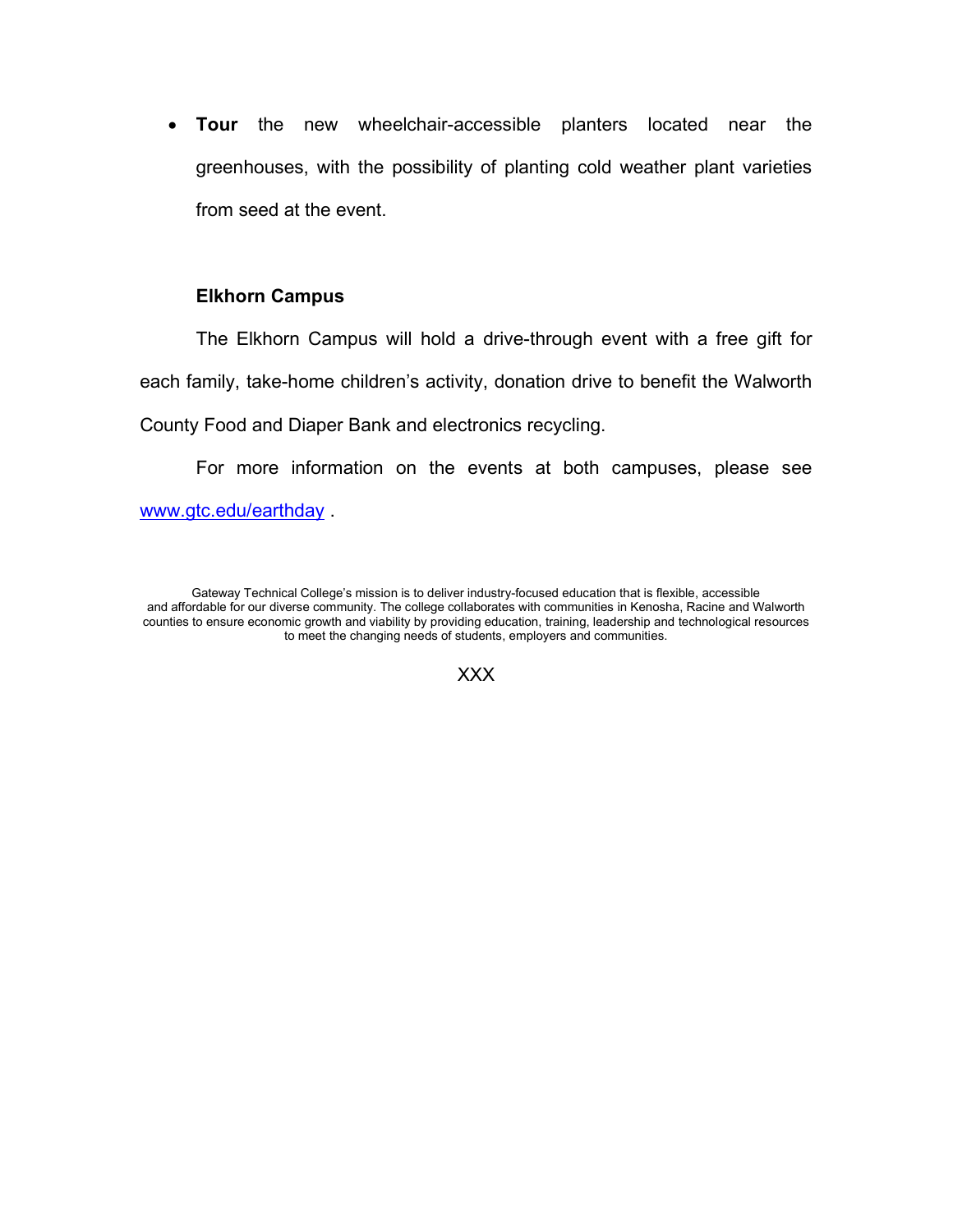- **Tour** the new wheelchair-accessible planters located near the greenhouses, with the possibility of planting cold weather plant varieties from seed at the event.

**Elkhorn Campus**

The Elkhorn Campus will hold a drive-through event with a free gift for each family, take-home children's activity, donation drive to benefit the Walworth County Food and Diaper Bank and electronics recycling.

For more information on the events at both campuses, please see www.gtc.edu/earthday .

Gateway Technical College's mission is to deliver industry-focused education that is flexible, accessible and affordable for our diverse community. The college collaborates with communities in Kenosha, Racine and Walworth counties to ensure economic growth and viability by providing education, training, leadership and technological resources to meet the changing needs of students, employers and communities.

XXX